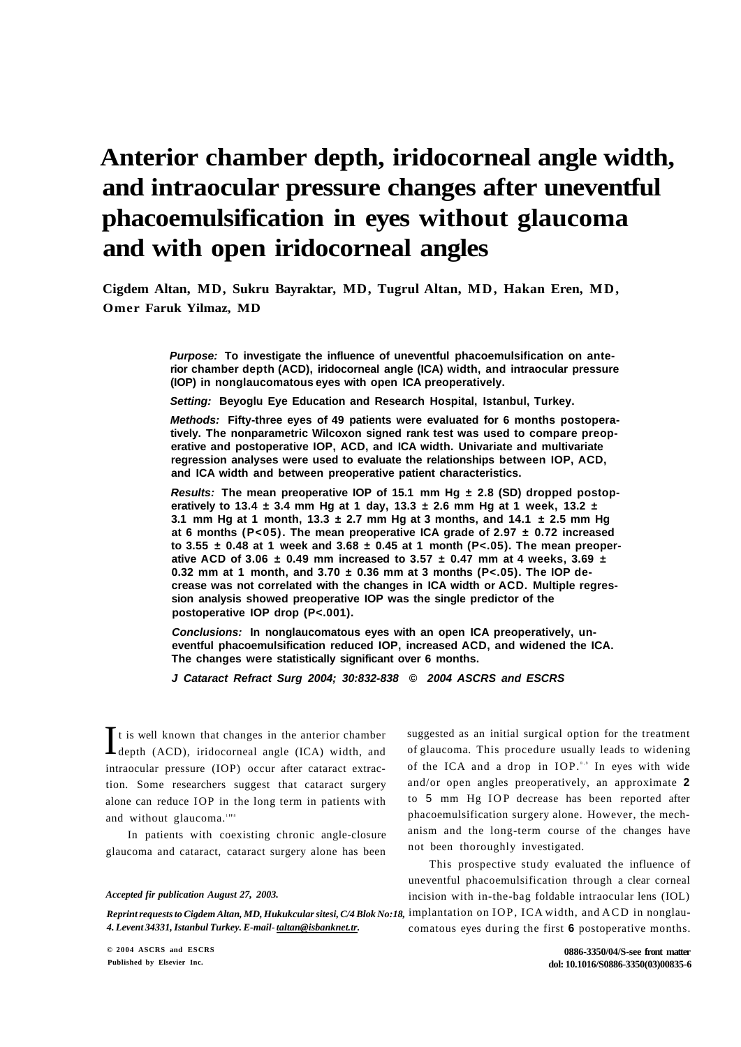# Anterior chamber depth, iridocorneal angle width, and intraocular pressure changes after uneventful phacoemulsification in eyes without glaucoma and with open iridocorneal angles

**Cigdem Altan, MD, Sukru Bayraktar, MD, Tugrul Altan, MD, Hakan Eren, MD, Omer Faruk Yilmaz, MD**

***Purpose:*** **To investigate the influence of uneventful phacoemulsification on anterior chamber depth (ACD), iridocorneal angle (ICA) width, and intraocular pressure (IOP) in nonglaucomatous eyes with open ICA preoperatively.**

***Setting:*** **Beyoglu Eye Education and Research Hospital, Istanbul, Turkey.**

***Methods:*** **Fifty-three eyes of 49 patients were evaluated for 6 months postoperatively. The nonparametric Wilcoxon signed rank test was used to compare preoperative and postoperative IOP, ACD, and ICA width. Univariate and multivariate regression analyses were used to evaluate the relationships between IOP, ACD, and ICA width and between preoperative patient characteristics.**

***Results:*** **The mean preoperative IOP of 15.1 mm Hg ± 2.8 (SD) dropped postoperatively to 13.4 ± 3.4 mm Hg at 1 day, 13.3 ± 2.6 mm Hg at 1 week, 13.2 ± 3.1 mm Hg at 1 month, 13.3 ± 2.7 mm Hg at 3 months, and 14.1 ± 2.5 mm Hg at 6 months ($P<05$). The mean preoperative ICA grade of 2.97 ± 0.72 increased to 3.55 ± 0.48 at 1 week and 3.68 ± 0.45 at 1 month ($P<.05$). The mean preoperative ACD of 3.06 ± 0.49 mm increased to 3.57 ± 0.47 mm at 4 weeks, 3.69 ± 0.32 mm at 1 month, and 3.70 ± 0.36 mm at 3 months ($P<.05$). The IOP decrease was not correlated with the changes in ICA width or ACD. Multiple regression analysis showed preoperative IOP was the single predictor of the postoperative IOP drop ($P<.001$).**

***Conclusions:*** **In nonglaucomatous eyes with an open ICA preoperatively, uneventful phacoemulsification reduced IOP, increased ACD, and widened the ICA. The changes were statistically significant over 6 months.**

***J Cataract Refract Surg 2004; 30:832-838 © 2004 ASCRS and ESCRS***

It is well known that changes in the anterior chamber depth (ACD), iridocorneal angle (ICA) width, and intraocular pressure (IOP) occur after cataract extraction. Some researchers suggest that cataract surgery alone can reduce IOP in the long term in patients with and without glaucoma.[1-4]

In patients with coexisting chronic angle-closure glaucoma and cataract, cataract surgery alone has been suggested as an initial surgical option for the treatment of glaucoma. This procedure usually leads to widening of the ICA and a drop in IOP.[5,6] In eyes with wide and/or open angles preoperatively, an approximate 2 to 5 mm Hg IOP decrease has been reported after phacoemulsification surgery alone. However, the mechanism and the long-term course of the changes have not been thoroughly investigated.

This prospective study evaluated the influence of uneventful phacoemulsification through a clear corneal incision with in-the-bag foldable intraocular lens (IOL) implantation on IOP, ICA width, and ACD in nonglaucomatous eyes during the first 6 postoperative months.

*Accepted fir publication August 27, 2003.*

*Reprint requests to Cigdem Altan, MD, Hukukcular sitesi, C/4 Blok No:18, 4. Levent 34331, Istanbul Turkey. E-mail: taltan@isbanknet.tr.*

© 2004 ASCRS and ESCRS
Published by Elsevier Inc.

0886-3350/04/S-see front matter
doi: 10.1016/S0886-3350(03)00835-6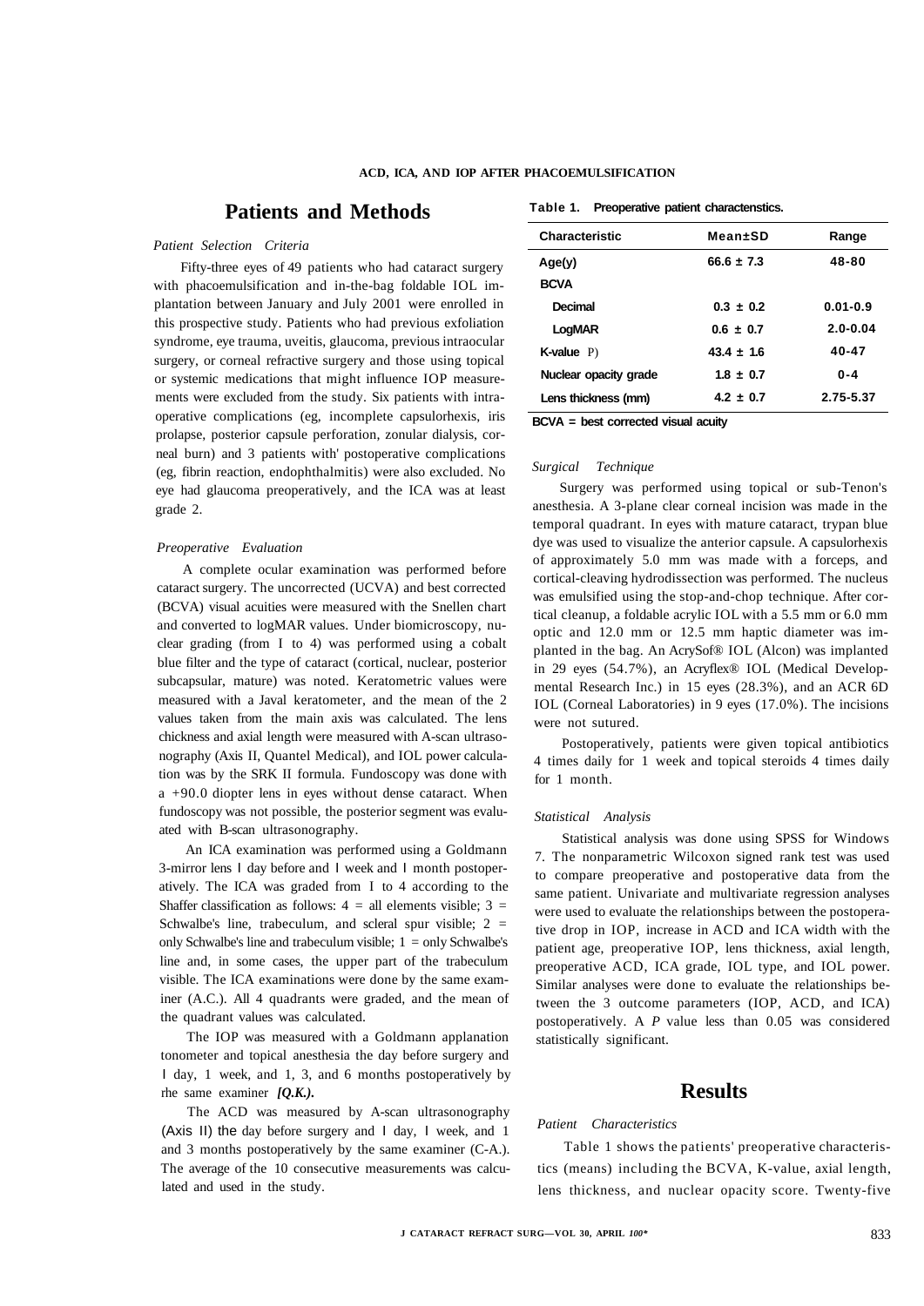## Patients and Methods

### Patient Selection Criteria

Fifty-three eyes of 49 patients who had cataract surgery with phacoemulsification and in-the-bag foldable IOL implantation between January and July 2001 were enrolled in this prospective study. Patients who had previous exfoliation syndrome, eye trauma, uveitis, glaucoma, previous intraocular surgery, or corneal refractive surgery and those using topical or systemic medications that might influence IOP measurements were excluded from the study. Six patients with intraoperative complications (eg, incomplete capsulorhexis, iris prolapse, posterior capsule perforation, zonular dialysis, corneal burn) and 3 patients with' postoperative complications (eg, fibrin reaction, endophthalmitis) were also excluded. No eye had glaucoma preoperatively, and the ICA was at least grade 2.

### Preoperative Evaluation

A complete ocular examination was performed before cataract surgery. The uncorrected (UCVA) and best corrected (BCVA) visual acuities were measured with the Snellen chart and converted to logMAR values. Under biomicroscopy, nuclear grading (from I to 4) was performed using a cobalt blue filter and the type of cataract (cortical, nuclear, posterior subcapsular, mature) was noted. Keratometric values were measured with a Javal keratometer, and the mean of the 2 values taken from the main axis was calculated. The lens chickness and axial length were measured with A-scan ultrasonography (Axis II, Quantel Medical), and IOL power calculation was by the SRK II formula. Fundoscopy was done with a +90.0 diopter lens in eyes without dense cataract. When fundoscopy was not possible, the posterior segment was evaluated with B-scan ultrasonography.

An ICA examination was performed using a Goldmann 3-mirror lens I day before and I week and I month postoperatively. The ICA was graded from I to 4 according to the Shaffer classification as follows: 4 = all elements visible; 3 = Schwalbe's line, trabeculum, and scleral spur visible; 2 = only Schwalbe's line and trabeculum visible; 1 = only Schwalbe's line and, in some cases, the upper part of the trabeculum visible. The ICA examinations were done by the same examiner (A.C.). All 4 quadrants were graded, and the mean of the quadrant values was calculated.

The IOP was measured with a Goldmann applanation tonometer and topical anesthesia the day before surgery and I day, 1 week, and 1, 3, and 6 months postoperatively by rhe same examiner *[Q.K.).*

The ACD was measured by A-scan ultrasonography (Axis II) the day before surgery and I day, I week, and 1 and 3 months postoperatively by the same examiner (C-A.). The average of the 10 consecutive measurements was calculated and used in the study.

**Table 1. Preoperative patient charactenstics.**

| Characteristic | Mean±SD | Range |
|---|---|---|
| Age(y) | 66.6 ± 7.3 | 48-80 |
| BCVA | | |
| Decimal | 0.3 ± 0.2 | 0.01-0.9 |
| LogMAR | 0.6 ± 0.7 | 2.0-0.04 |
| K-value P) | 43.4 ± 1.6 | 40-47 |
| Nuclear opacity grade | 1.8 ± 0.7 | 0-4 |
| Lens thickness (mm) | 4.2 ± 0.7 | 2.75-5.37 |

BCVA = best corrected visual acuity

### Surgical Technique

Surgery was performed using topical or sub-Tenon's anesthesia. A 3-plane clear corneal incision was made in the temporal quadrant. In eyes with mature cataract, trypan blue dye was used to visualize the anterior capsule. A capsulorhexis of approximately 5.0 mm was made with a forceps, and cortical-cleaving hydrodissection was performed. The nucleus was emulsified using the stop-and-chop technique. After cortical cleanup, a foldable acrylic IOL with a 5.5 mm or 6.0 mm optic and 12.0 mm or 12.5 mm haptic diameter was implanted in the bag. An AcrySof® IOL (Alcon) was implanted in 29 eyes (54.7%), an Acryflex® IOL (Medical Developmental Research Inc.) in 15 eyes (28.3%), and an ACR 6D IOL (Corneal Laboratories) in 9 eyes (17.0%). The incisions were not sutured.

Postoperatively, patients were given topical antibiotics 4 times daily for 1 week and topical steroids 4 times daily for 1 month.

### Statistical Analysis

Statistical analysis was done using SPSS for Windows 7. The nonparametric Wilcoxon signed rank test was used to compare preoperative and postoperative data from the same patient. Univariate and multivariate regression analyses were used to evaluate the relationships between the postoperative drop in IOP, increase in ACD and ICA width with the patient age, preoperative IOP, lens thickness, axial length, preoperative ACD, ICA grade, IOL type, and IOL power. Similar analyses were done to evaluate the relationships between the 3 outcome parameters (IOP, ACD, and ICA) postoperatively. A *P* value less than 0.05 was considered statistically significant.

## Results

### Patient Characteristics

Table 1 shows the patients' preoperative characteristics (means) including the BCVA, K-value, axial length, lens thickness, and nuclear opacity score. Twenty-five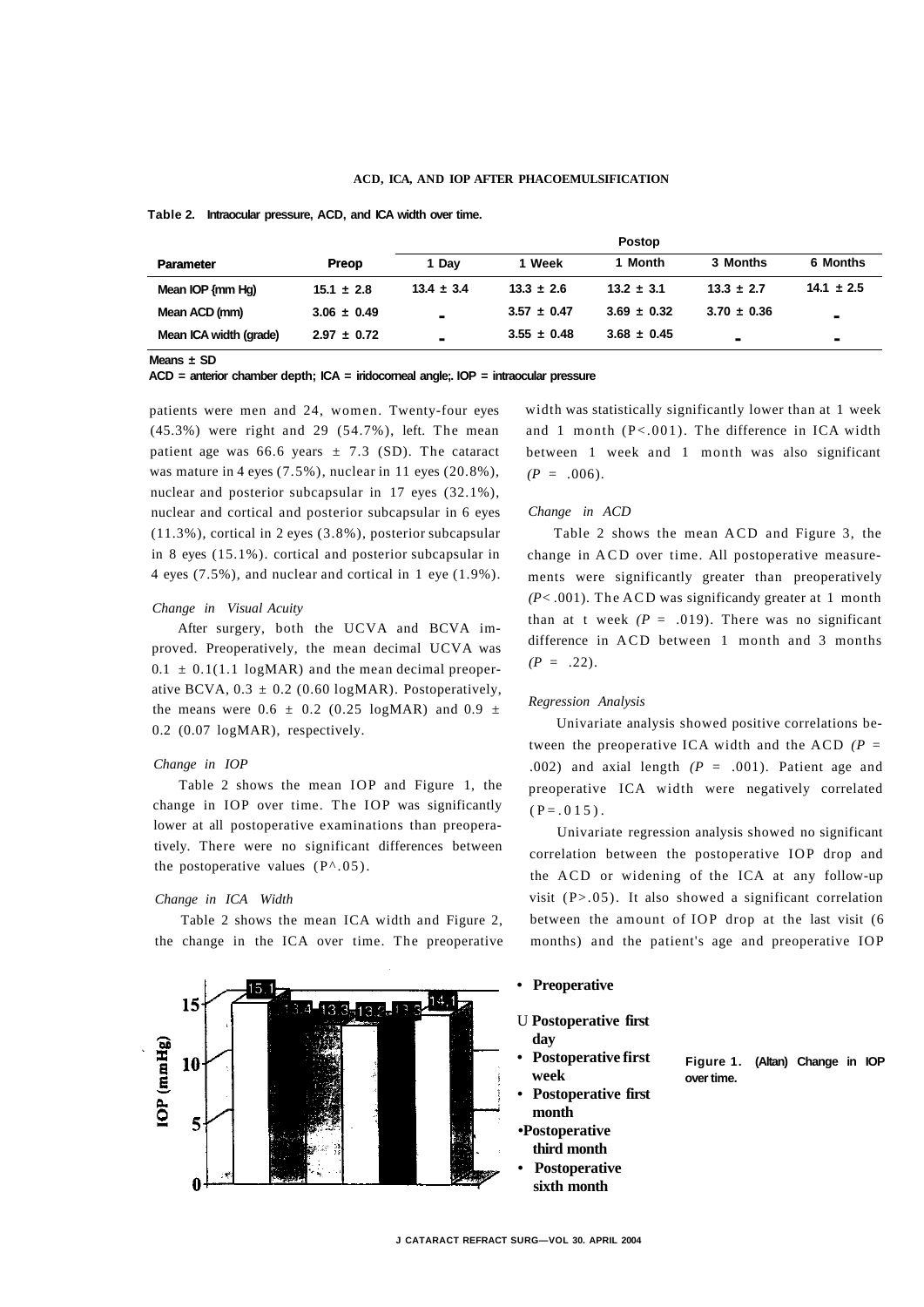**Table 2. Intraocular pressure, ACD, and ICA width over time.**

| Parameter | Preop | Postop | | | | |
|---|---|---|---|---|---|---|
| | | 1 Day | 1 Week | 1 Month | 3 Months | 6 Months |
| Mean IOP (mm Hg) | 15.1 ± 2.8 | 13.4 ± 3.4 | 13.3 ± 2.6 | 13.2 ± 3.1 | 13.3 ± 2.7 | 14.1 ± 2.5 |
| Mean ACD (mm) | 3.06 ± 0.49 | - | 3.57 ± 0.47 | 3.69 ± 0.32 | 3.70 ± 0.36 | - |
| Mean ICA width (grade) | 2.97 ± 0.72 | - | 3.55 ± 0.48 | 3.68 ± 0.45 | - | - |

Means ± SD

ACD = anterior chamber depth; ICA = iridocorneal angle; IOP = intraocular pressure

patients were men and 24, women. Twenty-four eyes (45.3%) were right and 29 (54.7%), left. The mean patient age was 66.6 years ± 7.3 (SD). The cataract was mature in 4 eyes (7.5%), nuclear in 11 eyes (20.8%), nuclear and posterior subcapsular in 17 eyes (32.1%), nuclear and cortical and posterior subcapsular in 6 eyes (11.3%), cortical in 2 eyes (3.8%), posterior subcapsular in 8 eyes (15.1%). cortical and posterior subcapsular in 4 eyes (7.5%), and nuclear and cortical in 1 eye (1.9%).

### *Change in Visual Acuity*

After surgery, both the UCVA and BCVA improved. Preoperatively, the mean decimal UCVA was 0.1 ± 0.1 (1.1 logMAR) and the mean decimal preoperative BCVA, 0.3 ± 0.2 (0.60 logMAR). Postoperatively, the means were 0.6 ± 0.2 (0.25 logMAR) and 0.9 ± 0.2 (0.07 logMAR), respectively.

### *Change in IOP*

Table 2 shows the mean IOP and Figure 1, the change in IOP over time. The IOP was significantly lower at all postoperative examinations than preoperatively. There were no significant differences between the postoperative values ($P \geq .05$).

### *Change in ICA Width*

Table 2 shows the mean ICA width and Figure 2, the change in the ICA over time. The preoperative width was statistically significantly lower than at 1 week and 1 month ($P < .001$). The difference in ICA width between 1 week and 1 month was also significant ($P = .006$).

### *Change in ACD*

Table 2 shows the mean ACD and Figure 3, the change in ACD over time. All postoperative measurements were significantly greater than preoperatively ($P < .001$). The ACD was significandy greater at 1 month than at t week ($P = .019$). There was no significant difference in ACD between 1 month and 3 months ($P = .22$).

### *Regression Analysis*

Univariate analysis showed positive correlations between the preoperative ICA width and the ACD ($P = .002$) and axial length ($P = .001$). Patient age and preoperative ICA width were negatively correlated ($P = .015$).

Univariate regression analysis showed no significant correlation between the postoperative IOP drop and the ACD or widening of the ICA at any follow-up visit ($P > .05$). It also showed a significant correlation between the amount of IOP drop at the last visit (6 months) and the patient's age and preoperative IOP

**Figure 1.** (Altan) Change in IOP over time.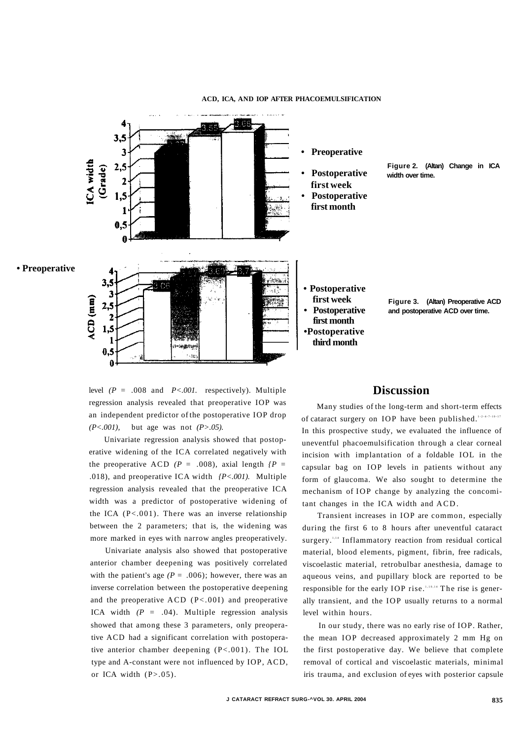Figure 2. (Altan) Change in ICA width over time.

Figure 3. (Altan) Preoperative ACD and postoperative ACD over time.

level ($P$ = .008 and $P<.001$, respectively). Multiple regression analysis revealed that preoperative IOP was an independent predictor of the postoperative IOP drop ($P<.001$), but age was not ($P>.05$).

Univariate regression analysis showed that postoperative widening of the ICA correlated negatively with the preoperative ACD ($P$ = .008), axial length ($P$ = .018), and preoperative ICA width ($P<.001$). Multiple regression analysis revealed that the preoperative ICA width was a predictor of postoperative widening of the ICA ($P<.001$). There was an inverse relationship between the 2 parameters; that is, the widening was more marked in eyes with narrow angles preoperatively.

Univariate analysis also showed that postoperative anterior chamber deepening was positively correlated with the patient's age ($P$ = .006); however, there was an inverse correlation between the postoperative deepening and the preoperative ACD ($P<.001$) and preoperative ICA width ($P$ = .04). Multiple regression analysis showed that among these 3 parameters, only preoperative ACD had a significant correlation with postoperative anterior chamber deepening ($P<.001$). The IOL type and A-constant were not influenced by IOP, ACD, or ICA width ($P>.05$).

## Discussion

Many studies of the long-term and short-term effects of cataract surgery on IOP have been published.[1-2,4-7,10-17] In this prospective study, we evaluated the influence of uneventful phacoemulsification through a clear corneal incision with implantation of a foldable IOL in the capsular bag on IOP levels in patients without any form of glaucoma. We also sought to determine the mechanism of IOP change by analyzing the concomitant changes in the ICA width and ACD.

Transient increases in IOP are common, especially during the first 6 to 8 hours after uneventful cataract surgery.[1,14] Inflammatory reaction from residual cortical material, blood elements, pigment, fibrin, free radicals, viscoelastic material, retrobulbar anesthesia, damage to aqueous veins, and pupillary block are reported to be responsible for the early IOP rise.[1,10,14] The rise is generally transient, and the IOP usually returns to a normal level within hours.

In our study, there was no early rise of IOP. Rather, the mean IOP decreased approximately 2 mm Hg on the first postoperative day. We believe that complete removal of cortical and viscoelastic materials, minimal iris trauma, and exclusion of eyes with posterior capsule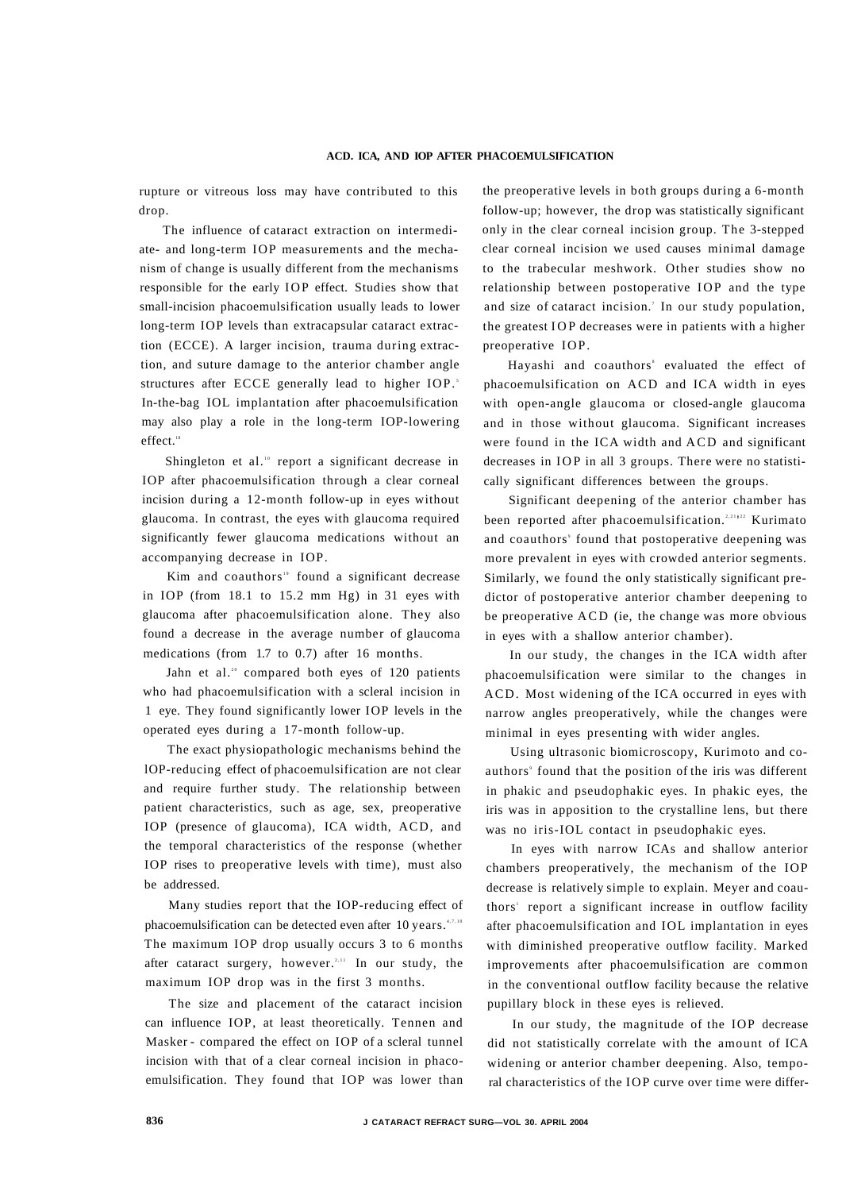rupture or vitreous loss may have contributed to this drop.

The influence of cataract extraction on intermediate- and long-term IOP measurements and the mechanism of change is usually different from the mechanisms responsible for the early IOP effect. Studies show that small-incision phacoemulsification usually leads to lower long-term IOP levels than extracapsular cataract extraction (ECCE). A larger incision, trauma during extraction, and suture damage to the anterior chamber angle structures after ECCE generally lead to higher IOP.[5] In-the-bag IOL implantation after phacoemulsification may also play a role in the long-term IOP-lowering effect.[18]

Shingleton et al.[10] report a significant decrease in IOP after phacoemulsification through a clear corneal incision during a 12-month follow-up in eyes without glaucoma. In contrast, the eyes with glaucoma required significantly fewer glaucoma medications without an accompanying decrease in IOP.

Kim and coauthors[19] found a significant decrease in IOP (from 18.1 to 15.2 mm Hg) in 31 eyes with glaucoma after phacoemulsification alone. They also found a decrease in the average number of glaucoma medications (from 1.7 to 0.7) after 16 months.

Jahn et al.[20] compared both eyes of 120 patients who had phacoemulsification with a scleral incision in 1 eye. They found significantly lower IOP levels in the operated eyes during a 17-month follow-up.

The exact physiopathologic mechanisms behind the IOP-reducing effect of phacoemulsification are not clear and require further study. The relationship between patient characteristics, such as age, sex, preoperative IOP (presence of glaucoma), ICA width, ACD, and the temporal characteristics of the response (whether IOP rises to preoperative levels with time), must also be addressed.

Many studies report that the IOP-reducing effect of phacoemulsification can be detected even after 10 years.[6,7,10] The maximum IOP drop usually occurs 3 to 6 months after cataract surgery, however.[2,11] In our study, the maximum IOP drop was in the first 3 months.

The size and placement of the cataract incision can influence IOP, at least theoretically. Tennen and Masker - compared the effect on IOP of a scleral tunnel incision with that of a clear corneal incision in phacoemulsification. They found that IOP was lower than the preoperative levels in both groups during a 6-month follow-up; however, the drop was statistically significant only in the clear corneal incision group. The 3-stepped clear corneal incision we used causes minimal damage to the trabecular meshwork. Other studies show no relationship between postoperative IOP and the type and size of cataract incision.[7] In our study population, the greatest IOP decreases were in patients with a higher preoperative IOP.

Hayashi and coauthors[8] evaluated the effect of phacoemulsification on ACD and ICA width in eyes with open-angle glaucoma or closed-angle glaucoma and in those without glaucoma. Significant increases were found in the ICA width and ACD and significant decreases in IOP in all 3 groups. There were no statistically significant differences between the groups.

Significant deepening of the anterior chamber has been reported after phacoemulsification.[2,21,22] Kurimato and coauthors[9] found that postoperative deepening was more prevalent in eyes with crowded anterior segments. Similarly, we found the only statistically significant predictor of postoperative anterior chamber deepening to be preoperative ACD (ie, the change was more obvious in eyes with a shallow anterior chamber).

In our study, the changes in the ICA width after phacoemulsification were similar to the changes in ACD. Most widening of the ICA occurred in eyes with narrow angles preoperatively, while the changes were minimal in eyes presenting with wider angles.

Using ultrasonic biomicroscopy, Kurimoto and coauthors[9] found that the position of the iris was different in phakic and pseudophakic eyes. In phakic eyes, the iris was in apposition to the crystalline lens, but there was no iris-IOL contact in pseudophakic eyes.

In eyes with narrow ICAs and shallow anterior chambers preoperatively, the mechanism of the IOP decrease is relatively simple to explain. Meyer and coauthors[1] report a significant increase in outflow facility after phacoemulsification and IOL implantation in eyes with diminished preoperative outflow facility. Marked improvements after phacoemulsification are common in the conventional outflow facility because the relative pupillary block in these eyes is relieved.

In our study, the magnitude of the IOP decrease did not statistically correlate with the amount of ICA widening or anterior chamber deepening. Also, temporal characteristics of the IOP curve over time were differ-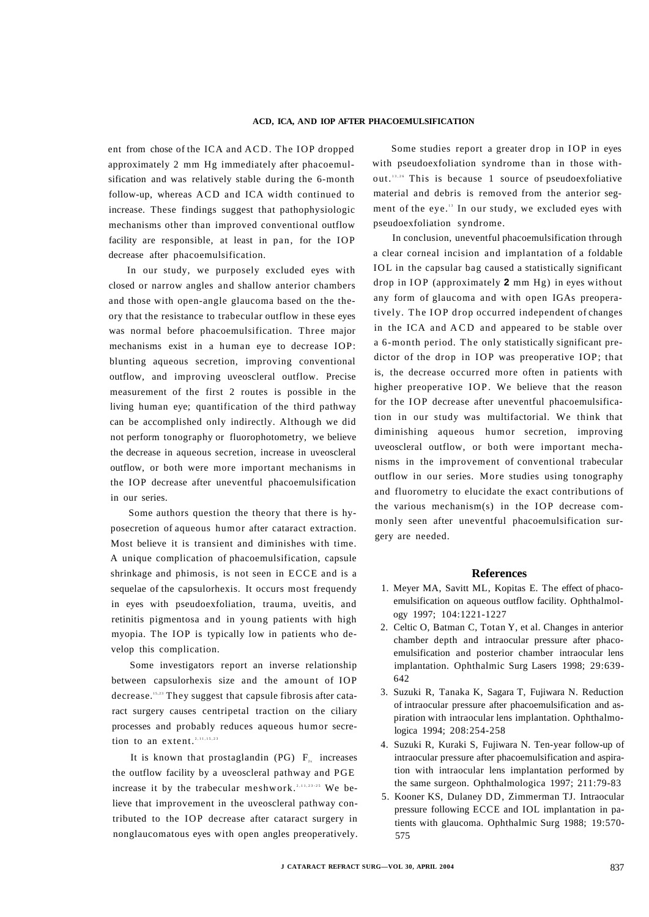ent from chose of the ICA and ACD. The IOP dropped approximately 2 mm Hg immediately after phacoemulsification and was relatively stable during the 6-month follow-up, whereas ACD and ICA width continued to increase. These findings suggest that pathophysiologic mechanisms other than improved conventional outflow facility are responsible, at least in pan, for the IOP decrease after phacoemulsification.

In our study, we purposely excluded eyes with closed or narrow angles and shallow anterior chambers and those with open-angle glaucoma based on the theory that the resistance to trabecular outflow in these eyes was normal before phacoemulsification. Three major mechanisms exist in a human eye to decrease IOP: blunting aqueous secretion, improving conventional outflow, and improving uveoscleral outflow. Precise measurement of the first 2 routes is possible in the living human eye; quantification of the third pathway can be accomplished only indirectly. Although we did not perform tonography or fluorophotometry, we believe the decrease in aqueous secretion, increase in uveoscleral outflow, or both were more important mechanisms in the IOP decrease after uneventful phacoemulsification in our series.

Some authors question the theory that there is hyposecretion of aqueous humor after cataract extraction. Most believe it is transient and diminishes with time. A unique complication of phacoemulsification, capsule shrinkage and phimosis, is not seen in ECCE and is a sequelae of the capsulorhexis. It occurs most frequendy in eyes with pseudoexfoliation, trauma, uveitis, and retinitis pigmentosa and in young patients with high myopia. The IOP is typically low in patients who develop this complication.

Some investigators report an inverse relationship between capsulorhexis size and the amount of IOP decrease.[15,23] They suggest that capsule fibrosis after cataract surgery causes centripetal traction on the ciliary processes and probably reduces aqueous humor secretion to an extent.[2,11,15,23]

It is known that prostaglandin (PG) $F_{2\alpha}$ increases the outflow facility by a uveoscleral pathway and PGE increase it by the trabecular meshwork.[2,11,23-25] We believe that improvement in the uveoscleral pathway contributed to the IOP decrease after cataract surgery in nonglaucomatous eyes with open angles preoperatively.

Some studies report a greater drop in IOP in eyes with pseudoexfoliation syndrome than in those without.[13,24] This is because 1 source of pseudoexfoliative material and debris is removed from the anterior segment of the eye.[13] In our study, we excluded eyes with pseudoexfoliation syndrome.

In conclusion, uneventful phacoemulsification through a clear corneal incision and implantation of a foldable IOL in the capsular bag caused a statistically significant drop in IOP (approximately **2** mm Hg) in eyes without any form of glaucoma and with open IGAs preoperatively. The IOP drop occurred independent of changes in the ICA and ACD and appeared to be stable over a 6-month period. The only statistically significant predictor of the drop in IOP was preoperative IOP; that is, the decrease occurred more often in patients with higher preoperative IOP. We believe that the reason for the IOP decrease after uneventful phacoemulsification in our study was multifactorial. We think that diminishing aqueous humor secretion, improving uveoscleral outflow, or both were important mechanisms in the improvement of conventional trabecular outflow in our series. More studies using tonography and fluorometry to elucidate the exact contributions of the various mechanism(s) in the IOP decrease commonly seen after uneventful phacoemulsification surgery are needed.

## References

1. Meyer MA, Savitt ML, Kopitas E. The effect of phacoemulsification on aqueous outflow facility. Ophthalmology 1997; 104:1221-1227
2. Celtic O, Batman C, Totan Y, et al. Changes in anterior chamber depth and intraocular pressure after phacoemulsification and posterior chamber intraocular lens implantation. Ophthalmic Surg Lasers 1998; 29:639-642
3. Suzuki R, Tanaka K, Sagara T, Fujiwara N. Reduction of intraocular pressure after phacoemulsification and aspiration with intraocular lens implantation. Ophthalmologica 1994; 208:254-258
4. Suzuki R, Kuraki S, Fujiwara N. Ten-year follow-up of intraocular pressure after phacoemulsification and aspiration with intraocular lens implantation performed by the same surgeon. Ophthalmologica 1997; 211:79-83
5. Kooner KS, Dulaney DD, Zimmerman TJ. Intraocular pressure following ECCE and IOL implantation in patients with glaucoma. Ophthalmic Surg 1988; 19:570-575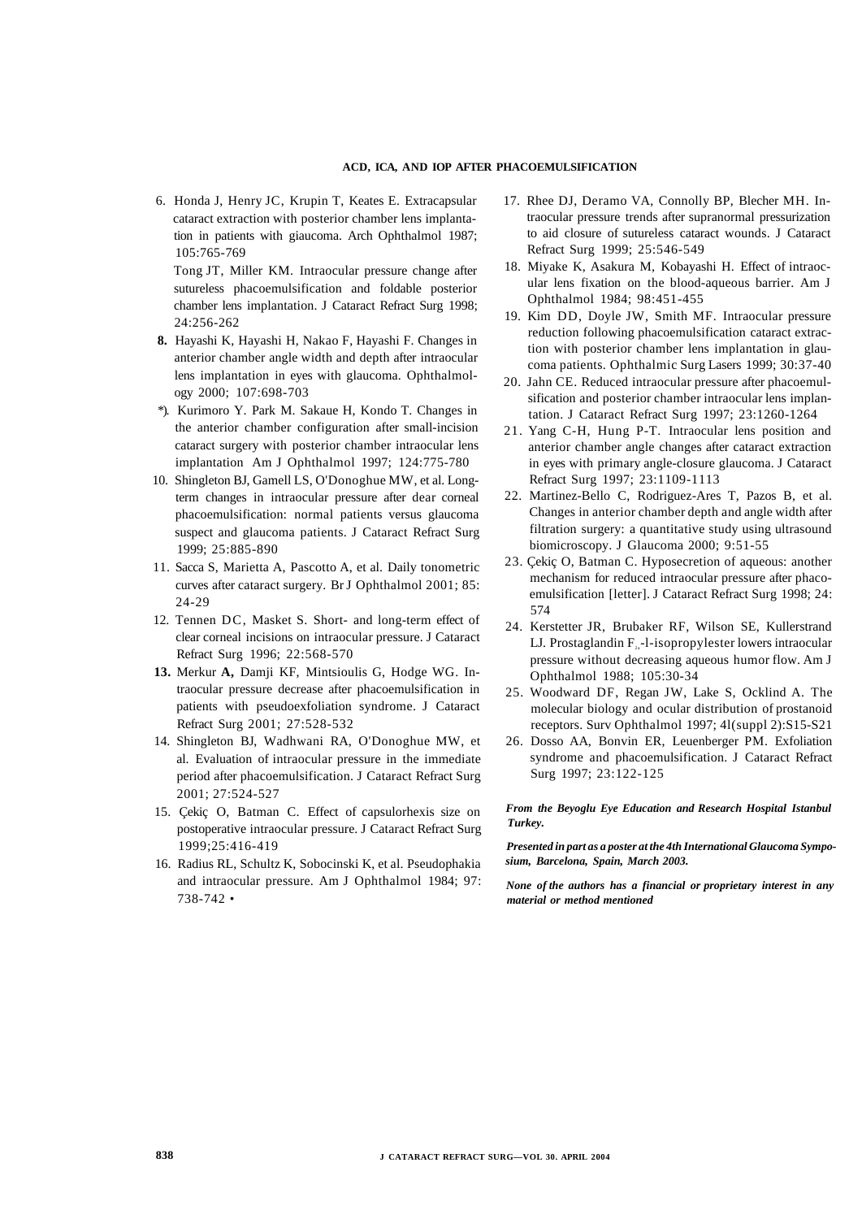6. Honda J, Henry JC, Krupin T, Keates E. Extracapsular cataract extraction with posterior chamber lens implantation in patients with giaucoma. Arch Ophthalmol 1987; 105:765-769

   Tong JT, Miller KM. Intraocular pressure change after sutureless phacoemulsification and foldable posterior chamber lens implantation. J Cataract Refract Surg 1998; 24:256-262

8. Hayashi K, Hayashi H, Nakao F, Hayashi F. Changes in anterior chamber angle width and depth after intraocular lens implantation in eyes with glaucoma. Ophthalmology 2000; 107:698-703

*). Kurimoro Y. Park M. Sakaue H, Kondo T. Changes in the anterior chamber configuration after small-incision cataract surgery with posterior chamber intraocular lens implantation Am J Ophthalmol 1997; 124:775-780

10. Shingleton BJ, Gamell LS, O'Donoghue MW, et al. Long-term changes in intraocular pressure after dear corneal phacoemulsification: normal patients versus glaucoma suspect and glaucoma patients. J Cataract Refract Surg 1999; 25:885-890

11. Sacca S, Marietta A, Pascotto A, et al. Daily tonometric curves after cataract surgery. Br J Ophthalmol 2001; 85: 24-29

12. Tennen DC, Masket S. Short- and long-term effect of clear corneal incisions on intraocular pressure. J Cataract Refract Surg 1996; 22:568-570

13. Merkur **A,** Damji KF, Mintsioulis G, Hodge WG. Intraocular pressure decrease after phacoemulsification in patients with pseudoexfoliation syndrome. J Cataract Refract Surg 2001; 27:528-532

14. Shingleton BJ, Wadhwani RA, O'Donoghue MW, et al. Evaluation of intraocular pressure in the immediate period after phacoemulsification. J Cataract Refract Surg 2001; 27:524-527

15. Çekiç O, Batman C. Effect of capsulorhexis size on postoperative intraocular pressure. J Cataract Refract Surg 1999;25:416-419

16. Radius RL, Schultz K, Sobocinski K, et al. Pseudophakia and intraocular pressure. Am J Ophthalmol 1984; 97: 738-742 •

17. Rhee DJ, Deramo VA, Connolly BP, Blecher MH. Intraocular pressure trends after supranormal pressurization to aid closure of sutureless cataract wounds. J Cataract Refract Surg 1999; 25:546-549

18. Miyake K, Asakura M, Kobayashi H. Effect of intraocular lens fixation on the blood-aqueous barrier. Am J Ophthalmol 1984; 98:451-455

19. Kim DD, Doyle JW, Smith MF. Intraocular pressure reduction following phacoemulsification cataract extraction with posterior chamber lens implantation in glaucoma patients. Ophthalmic Surg Lasers 1999; 30:37-40

20. Jahn CE. Reduced intraocular pressure after phacoemulsification and posterior chamber intraocular lens implantation. J Cataract Refract Surg 1997; 23:1260-1264

21. Yang C-H, Hung P-T. Intraocular lens position and anterior chamber angle changes after cataract extraction in eyes with primary angle-closure glaucoma. J Cataract Refract Surg 1997; 23:1109-1113

22. Martinez-Bello C, Rodriguez-Ares T, Pazos B, et al. Changes in anterior chamber depth and angle width after filtration surgery: a quantitative study using ultrasound biomicroscopy. J Glaucoma 2000; 9:51-55

23. Çekiç O, Batman C. Hyposecretion of aqueous: another mechanism for reduced intraocular pressure after phacoemulsification [letter]. J Cataract Refract Surg 1998; 24: 574

24. Kerstetter JR, Brubaker RF, Wilson SE, Kullerstrand LJ. Prostaglandin $F_{2\alpha}$-l-isopropylester lowers intraocular pressure without decreasing aqueous humor flow. Am J Ophthalmol 1988; 105:30-34

25. Woodward DF, Regan JW, Lake S, Ocklind A. The molecular biology and ocular distribution of prostanoid receptors. Surv Ophthalmol 1997; 4l(suppl 2):S15-S21

26. Dosso AA, Bonvin ER, Leuenberger PM. Exfoliation syndrome and phacoemulsification. J Cataract Refract Surg 1997; 23:122-125

***From the Beyoglu Eye Education and Research Hospital Istanbul Turkey.***

***Presented in part as a poster at the 4th International Glaucoma Symposium, Barcelona, Spain, March 2003.***

***None of the authors has a financial or proprietary interest in any material or method mentioned***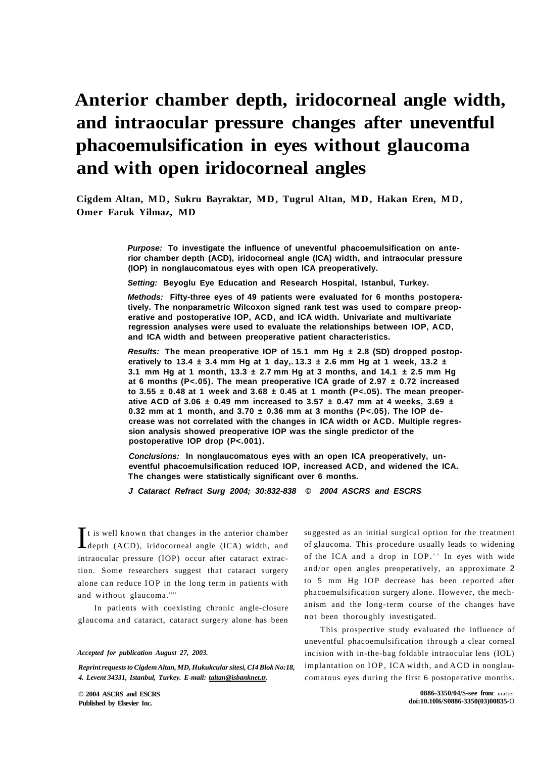# Anterior chamber depth, iridocorneal angle width, and intraocular pressure changes after uneventful phacoemulsification in eyes without glaucoma and with open iridocorneal angles

**Cigdem Altan, MD, Sukru Bayraktar, MD, Tugrul Altan, MD, Hakan Eren, MD, Omer Faruk Yilmaz, MD**

***Purpose:*** **To investigate the influence of uneventful phacoemulsification on anterior chamber depth (ACD), iridocorneal angle (ICA) width, and intraocular pressure (IOP) in nonglaucomatous eyes with open ICA preoperatively.**

***Setting:*** **Beyoglu Eye Education and Research Hospital, Istanbul, Turkey.**

***Methods:*** **Fifty-three eyes of 49 patients were evaluated for 6 months postoperatively. The nonparametric Wilcoxon signed rank test was used to compare preoperative and postoperative IOP, ACD, and ICA width. Univariate and multivariate regression analyses were used to evaluate the relationships between IOP, ACD, and ICA width and between preoperative patient characteristics.**

***Results:*** **The mean preoperative IOP of 15.1 mm Hg ± 2.8 (SD) dropped postoperatively to 13.4 ± 3.4 mm Hg at 1 day,. 13.3 ± 2.6 mm Hg at 1 week, 13.2 ± 3.1 mm Hg at 1 month, 13.3 ± 2.7 mm Hg at 3 months, and 14.1 ± 2.5 mm Hg at 6 months (P<.05). The mean preoperative ICA grade of 2.97 ± 0.72 increased to 3.55 ± 0.48 at 1 week and 3.68 ± 0.45 at 1 month (P<.05). The mean preoperative ACD of 3.06 ± 0.49 mm increased to 3.57 ± 0.47 mm at 4 weeks, 3.69 ± 0.32 mm at 1 month, and 3.70 ± 0.36 mm at 3 months (P<.05). The IOP decrease was not correlated with the changes in ICA width or ACD. Multiple regression analysis showed preoperative IOP was the single predictor of the postoperative IOP drop (P<.001).**

***Conclusions:*** **In nonglaucomatous eyes with an open ICA preoperatively, uneventful phacoemulsification reduced IOP, increased ACD, and widened the ICA. The changes were statistically significant over 6 months.**

***J Cataract Refract Surg 2004; 30:832-838 © 2004 ASCRS and ESCRS***

It is well known that changes in the anterior chamber depth (ACD), iridocorneal angle (ICA) width, and intraocular pressure (IOP) occur after cataract extraction. Some researchers suggest that cataract surgery alone can reduce IOP in the long term in patients with and without glaucoma.[1-8]

In patients with coexisting chronic angle-closure glaucoma and cataract, cataract surgery alone has been suggested as an initial surgical option for the treatment of glaucoma. This procedure usually leads to widening of the ICA and a drop in IOP.[8,9] In eyes with wide and/or open angles preoperatively, an approximate 2 to 5 mm Hg IOP decrease has been reported after phacoemulsification surgery alone. However, the mechanism and the long-term course of the changes have not been thoroughly investigated.

This prospective study evaluated the influence of uneventful phacoemulsification through a clear corneal incision with in-the-bag foldable intraocular lens (IOL) implantation on IOP, ICA width, and ACD in nonglaucomatous eyes during the first 6 postoperative months.

*Accepted for publication August 27, 2003.*

*Reprint requests to Cigdem Altan, MD, Hukukcular sitesi, CI4 Blok No:18, 4. Levent 34331, Istanbul, Turkey. E-mail: taltan@isbanknet.tr.*

**© 2004 ASCRS and ESCRS**
**Published by Elsevier Inc.**

**0886-3350/04/$-see front matter**
**doi:10.1016/S0886-3350(03)00835-0**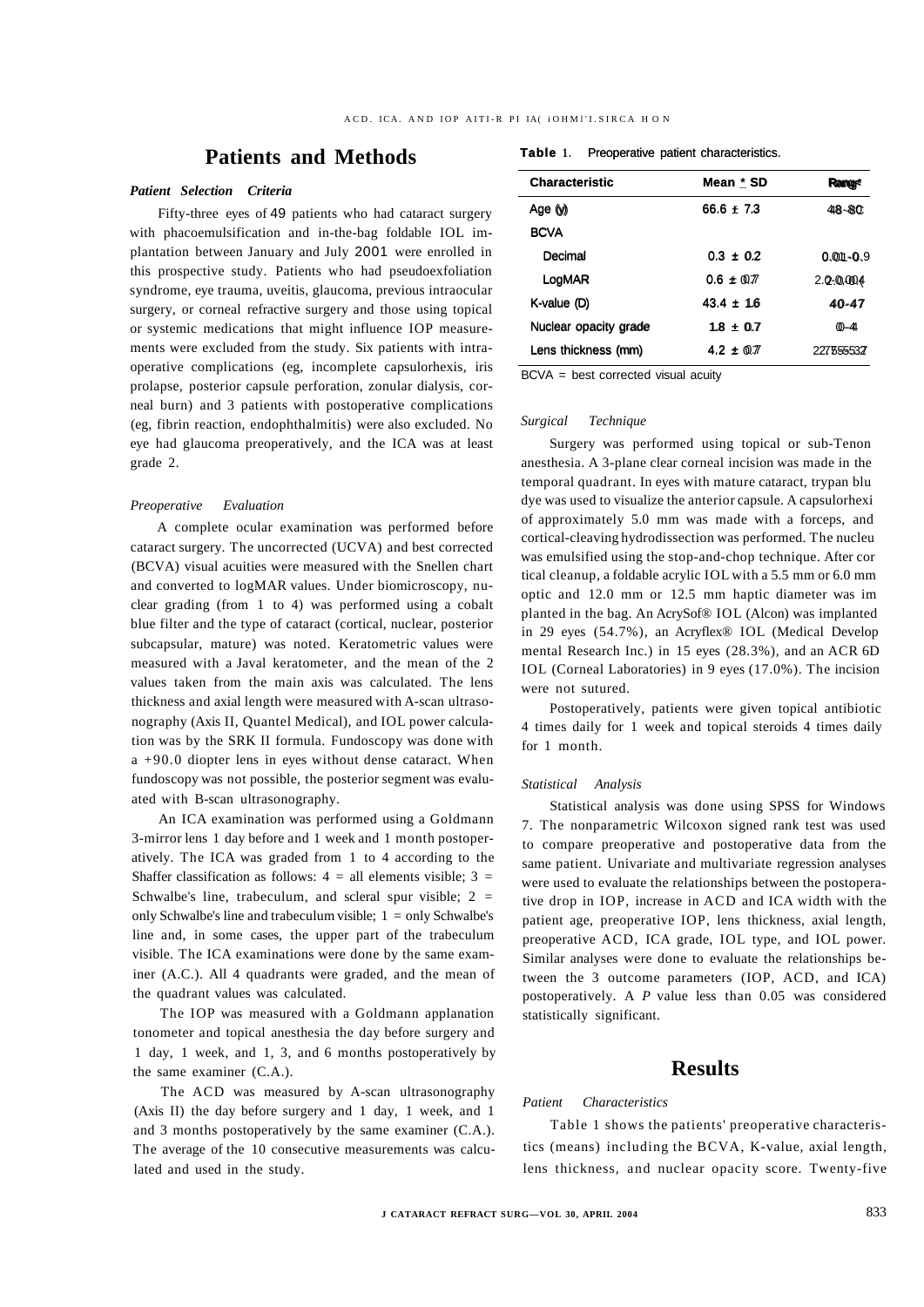## Patients and Methods

### *Patient Selection Criteria*

Fifty-three eyes of 49 patients who had cataract surgery with phacoemulsification and in-the-bag foldable IOL implantation between January and July 2001 were enrolled in this prospective study. Patients who had pseudoexfoliation syndrome, eye trauma, uveitis, glaucoma, previous intraocular surgery, or corneal refractive surgery and those using topical or systemic medications that might influence IOP measurements were excluded from the study. Six patients with intraoperative complications (eg, incomplete capsulorhexis, iris prolapse, posterior capsule perforation, zonular dialysis, corneal burn) and 3 patients with postoperative complications (eg, fibrin reaction, endophthalmitis) were also excluded. No eye had glaucoma preoperatively, and the ICA was at least grade 2.

### *Preoperative Evaluation*

A complete ocular examination was performed before cataract surgery. The uncorrected (UCVA) and best corrected (BCVA) visual acuities were measured with the Snellen chart and converted to logMAR values. Under biomicroscopy, nuclear grading (from 1 to 4) was performed using a cobalt blue filter and the type of cataract (cortical, nuclear, posterior subcapsular, mature) was noted. Keratometric values were measured with a Javal keratometer, and the mean of the 2 values taken from the main axis was calculated. The lens thickness and axial length were measured with A-scan ultrasonography (Axis II, Quantel Medical), and IOL power calculation was by the SRK II formula. Fundoscopy was done with a +90.0 diopter lens in eyes without dense cataract. When fundoscopy was not possible, the posterior segment was evaluated with B-scan ultrasonography.

An ICA examination was performed using a Goldmann 3-mirror lens 1 day before and 1 week and 1 month postoperatively. The ICA was graded from 1 to 4 according to the Shaffer classification as follows: 4 = all elements visible; 3 = Schwalbe's line, trabeculum, and scleral spur visible; 2 = only Schwalbe's line and trabeculum visible; 1 = only Schwalbe's line and, in some cases, the upper part of the trabeculum visible. The ICA examinations were done by the same examiner (A.C.). All 4 quadrants were graded, and the mean of the quadrant values was calculated.

The IOP was measured with a Goldmann applanation tonometer and topical anesthesia the day before surgery and 1 day, 1 week, and 1, 3, and 6 months postoperatively by the same examiner (C.A.).

The ACD was measured by A-scan ultrasonography (Axis II) the day before surgery and 1 day, 1 week, and 1 and 3 months postoperatively by the same examiner (C.A.). The average of the 10 consecutive measurements was calculated and used in the study.

**Table 1.** Preoperative patient characteristics.

| Characteristic | Mean ± SD | Range |
|---|---|---|
| Age (y) | 66.6 ± 7.3 | 48–80 |
| BCVA | | |
| Decimal | 0.3 ± 0.2 | 0.001–0.9 |
| LogMAR | 0.6 ± 0.7 | 2.0–0.04 |
| K-value (D) | 43.4 ± 1.6 | 40–47 |
| Nuclear opacity grade | 1.8 ± 0.7 | 0–4 |
| Lens thickness (mm) | 4.2 ± 0.7 | 2.75–5.37 |

BCVA = best corrected visual acuity

### *Surgical Technique*

Surgery was performed using topical or sub-Tenon anesthesia. A 3-plane clear corneal incision was made in the temporal quadrant. In eyes with mature cataract, trypan blu dye was used to visualize the anterior capsule. A capsulorhexi of approximately 5.0 mm was made with a forceps, and cortical-cleaving hydrodissection was performed. The nucleu was emulsified using the stop-and-chop technique. After cor tical cleanup, a foldable acrylic IOL with a 5.5 mm or 6.0 mm optic and 12.0 mm or 12.5 mm haptic diameter was im planted in the bag. An AcrySof® IOL (Alcon) was implanted in 29 eyes (54.7%), an Acryflex® IOL (Medical Develop mental Research Inc.) in 15 eyes (28.3%), and an ACR 6D IOL (Corneal Laboratories) in 9 eyes (17.0%). The incision were not sutured.

Postoperatively, patients were given topical antibiotic 4 times daily for 1 week and topical steroids 4 times daily for 1 month.

### *Statistical Analysis*

Statistical analysis was done using SPSS for Windows 7. The nonparametric Wilcoxon signed rank test was used to compare preoperative and postoperative data from the same patient. Univariate and multivariate regression analyses were used to evaluate the relationships between the postoperative drop in IOP, increase in ACD and ICA width with the patient age, preoperative IOP, lens thickness, axial length, preoperative ACD, ICA grade, IOL type, and IOL power. Similar analyses were done to evaluate the relationships between the 3 outcome parameters (IOP, ACD, and ICA) postoperatively. A $P$ value less than 0.05 was considered statistically significant.

## Results

### *Patient Characteristics*

Table 1 shows the patients' preoperative characteristics (means) including the BCVA, K-value, axial length, lens thickness, and nuclear opacity score. Twenty-five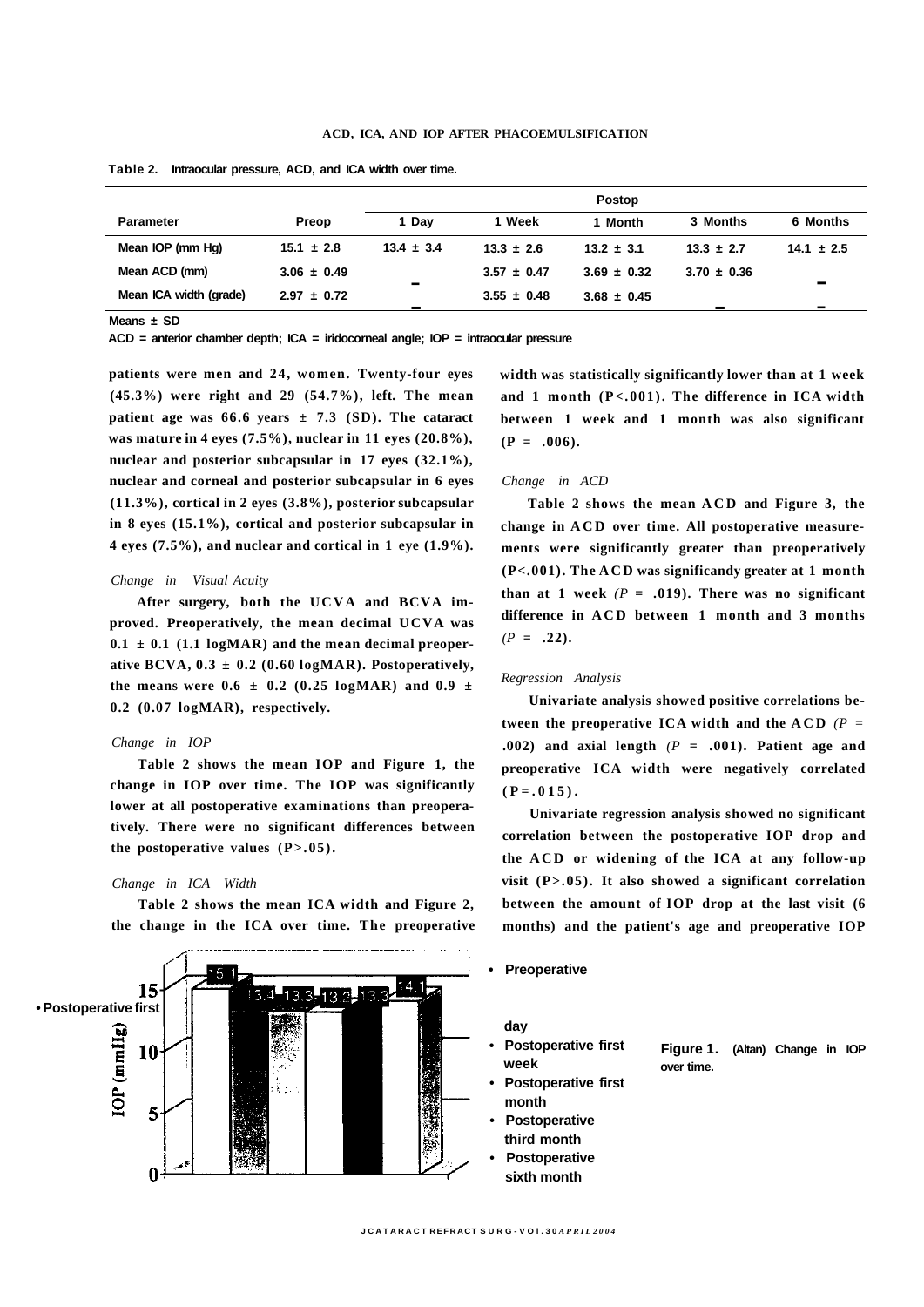**Table 2.** Intraocular pressure, ACD, and ICA width over time.

| Parameter | Preop | Postop | | | | |
|---|---|---|---|---|---|---|
| | | 1 Day | 1 Week | 1 Month | 3 Months | 6 Months |
| Mean IOP (mm Hg) | 15.1 ± 2.8 | 13.4 ± 3.4 | 13.3 ± 2.6 | 13.2 ± 3.1 | 13.3 ± 2.7 | 14.1 ± 2.5 |
| Mean ACD (mm) | 3.06 ± 0.49 | – | 3.57 ± 0.47 | 3.69 ± 0.32 | 3.70 ± 0.36 | – |
| Mean ICA width (grade) | 2.97 ± 0.72 | – | 3.55 ± 0.48 | 3.68 ± 0.45 | – | – |

Means ± SD

ACD = anterior chamber depth; ICA = iridocorneal angle; IOP = intraocular pressure

patients were men and 24, women. Twenty-four eyes (45.3%) were right and 29 (54.7%), left. The mean patient age was 66.6 years ± 7.3 (SD). The cataract was mature in 4 eyes (7.5%), nuclear in 11 eyes (20.8%), nuclear and posterior subcapsular in 17 eyes (32.1%), nuclear and corneal and posterior subcapsular in 6 eyes (11.3%), cortical in 2 eyes (3.8%), posterior subcapsular in 8 eyes (15.1%), cortical and posterior subcapsular in 4 eyes (7.5%), and nuclear and cortical in 1 eye (1.9%).

### *Change in Visual Acuity*

After surgery, both the UCVA and BCVA improved. Preoperatively, the mean decimal UCVA was 0.1 ± 0.1 (1.1 logMAR) and the mean decimal preoperative BCVA, 0.3 ± 0.2 (0.60 logMAR). Postoperatively, the means were 0.6 ± 0.2 (0.25 logMAR) and 0.9 ± 0.2 (0.07 logMAR), respectively.

### *Change in IOP*

Table 2 shows the mean IOP and Figure 1, the change in IOP over time. The IOP was significantly lower at all postoperative examinations than preoperatively. There were no significant differences between the postoperative values ($P>.05$).

### *Change in ICA Width*

Table 2 shows the mean ICA width and Figure 2, the change in the ICA over time. The preoperative width was statistically significantly lower than at 1 week and 1 month ($P<.001$). The difference in ICA width between 1 week and 1 month was also significant ($P = .006$).

### *Change in ACD*

Table 2 shows the mean ACD and Figure 3, the change in ACD over time. All postoperative measurements were significantly greater than preoperatively ($P<.001$). The ACD was significandy greater at 1 month than at 1 week ($P = .019$). There was no significant difference in ACD between 1 month and 3 months ($P = .22$).

### *Regression Analysis*

Univariate analysis showed positive correlations between the preoperative ICA width and the ACD ($P = .002$) and axial length ($P = .001$). Patient age and preoperative ICA width were negatively correlated ($P=.015$).

Univariate regression analysis showed no significant correlation between the postoperative IOP drop and the ACD or widening of the ICA at any follow-up visit ($P>.05$). It also showed a significant correlation between the amount of IOP drop at the last visit (6 months) and the patient's age and preoperative IOP

**Figure 1.** (Altan) Change in IOP over time.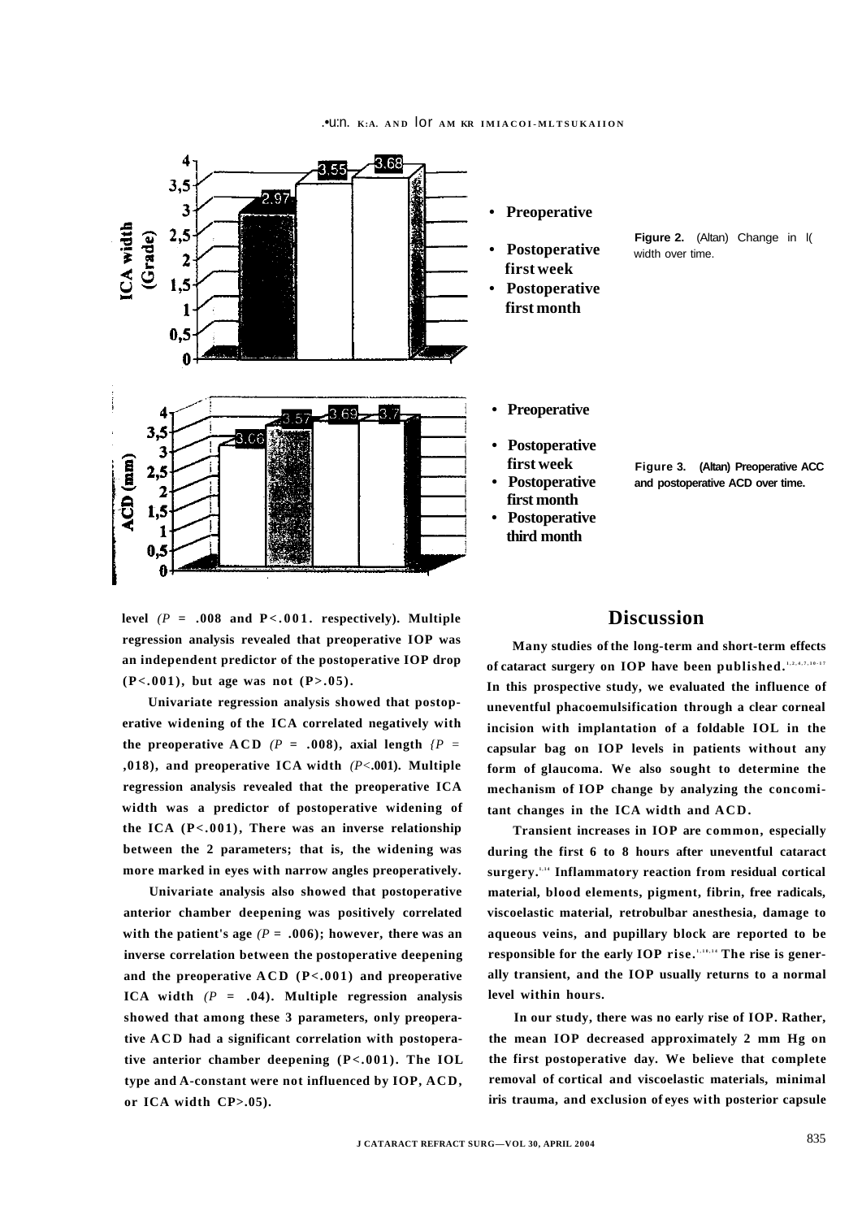**Figure 2.** (Altan) Change in I( width over time.

**Figure 3.** (Altan) Preoperative ACC and postoperative ACD over time.

level ($P = .008$ and $P < .001$, respectively). Multiple regression analysis revealed that preoperative IOP was an independent predictor of the postoperative IOP drop ($P < .001$), but age was not ($P > .05$).

Univariate regression analysis showed that postoperative widening of the ICA correlated negatively with the preoperative ACD ($P = .008$), axial length ($P = .018$), and preoperative ICA width ($P < .001$). Multiple regression analysis revealed that the preoperative ICA width was a predictor of postoperative widening of the ICA ($P < .001$). There was an inverse relationship between the 2 parameters; that is, the widening was more marked in eyes with narrow angles preoperatively.

Univariate analysis also showed that postoperative anterior chamber deepening was positively correlated with the patient's age ($P = .006$); however, there was an inverse correlation between the postoperative deepening and the preoperative ACD ($P < .001$) and preoperative ICA width ($P = .04$). Multiple regression analysis showed that among these 3 parameters, only preoperative ACD had a significant correlation with postoperative anterior chamber deepening ($P < .001$). The IOL type and A-constant were not influenced by IOP, ACD, or ICA width ($P > .05$).

## Discussion

Many studies of the long-term and short-term effects of cataract surgery on IOP have been published.[1,2,4,7,10-17] In this prospective study, we evaluated the influence of uneventful phacoemulsification through a clear corneal incision with implantation of a foldable IOL in the capsular bag on IOP levels in patients without any form of glaucoma. We also sought to determine the mechanism of IOP change by analyzing the concomitant changes in the ICA width and ACD.

Transient increases in IOP are common, especially during the first 6 to 8 hours after uneventful cataract surgery.[1,14] Inflammatory reaction from residual cortical material, blood elements, pigment, fibrin, free radicals, viscoelastic material, retrobulbar anesthesia, damage to aqueous veins, and pupillary block are reported to be responsible for the early IOP rise.[1,10,14] The rise is generally transient, and the IOP usually returns to a normal level within hours.

In our study, there was no early rise of IOP. Rather, the mean IOP decreased approximately 2 mm Hg on the first postoperative day. We believe that complete removal of cortical and viscoelastic materials, minimal iris trauma, and exclusion of eyes with posterior capsule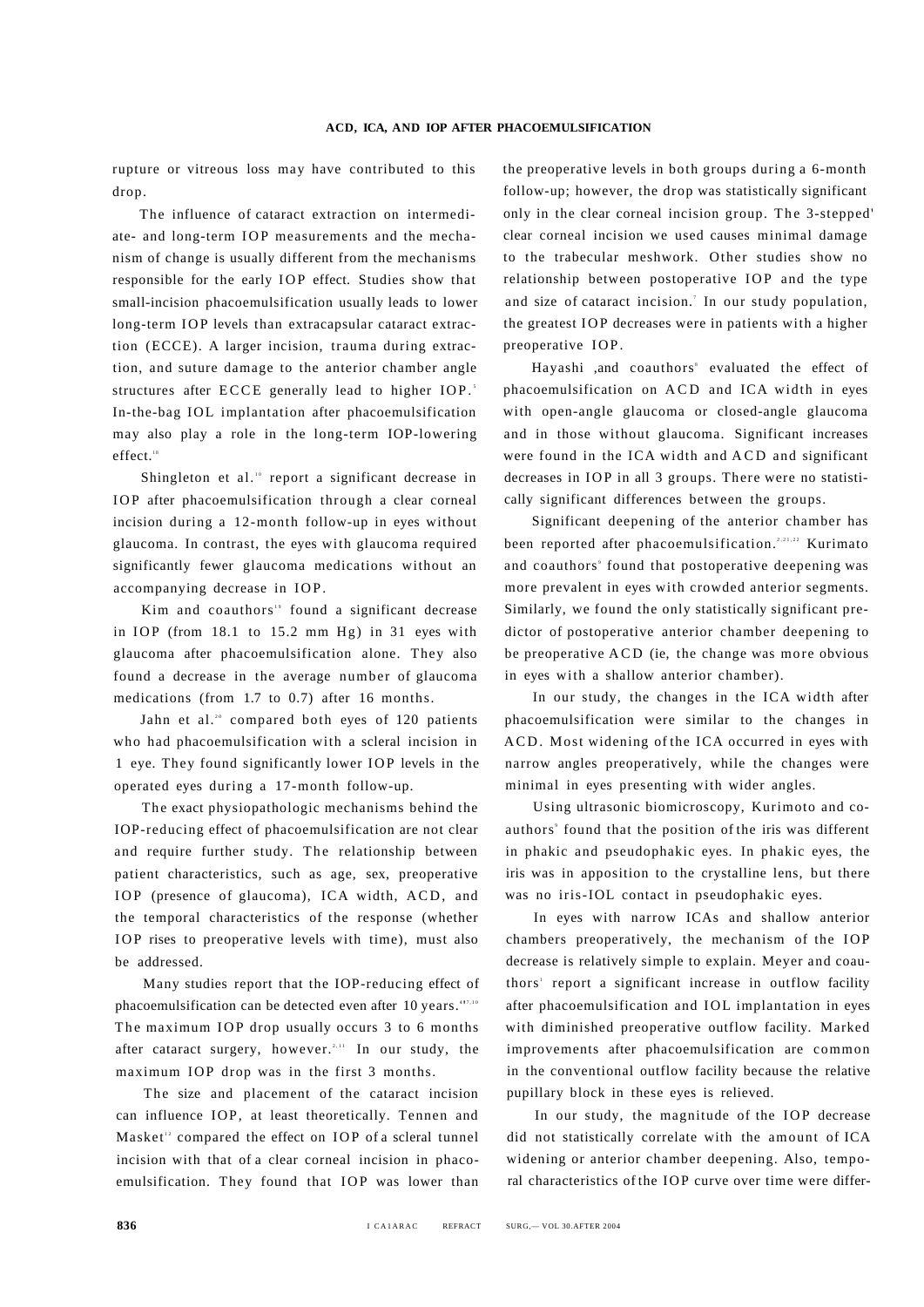rupture or vitreous loss may have contributed to this drop.

The influence of cataract extraction on intermediate- and long-term IOP measurements and the mechanism of change is usually different from the mechanisms responsible for the early IOP effect. Studies show that small-incision phacoemulsification usually leads to lower long-term IOP levels than extracapsular cataract extraction (ECCE). A larger incision, trauma during extraction, and suture damage to the anterior chamber angle structures after ECCE generally lead to higher IOP.[5] In-the-bag IOL implantation after phacoemulsification may also play a role in the long-term IOP-lowering effect.[18]

Shingleton et al.[10] report a significant decrease in IOP after phacoemulsification through a clear corneal incision during a 12-month follow-up in eyes without glaucoma. In contrast, the eyes with glaucoma required significantly fewer glaucoma medications without an accompanying decrease in IOP.

Kim and coauthors[19] found a significant decrease in IOP (from 18.1 to 15.2 mm Hg) in 31 eyes with glaucoma after phacoemulsification alone. They also found a decrease in the average number of glaucoma medications (from 1.7 to 0.7) after 16 months.

Jahn et al.[20] compared both eyes of 120 patients who had phacoemulsification with a scleral incision in 1 eye. They found significantly lower IOP levels in the operated eyes during a 17-month follow-up.

The exact physiopathologic mechanisms behind the IOP-reducing effect of phacoemulsification are not clear and require further study. The relationship between patient characteristics, such as age, sex, preoperative IOP (presence of glaucoma), ICA width, ACD, and the temporal characteristics of the response (whether IOP rises to preoperative levels with time), must also be addressed.

Many studies report that the IOP-reducing effect of phacoemulsification can be detected even after 10 years.[4,7,10] The maximum IOP drop usually occurs 3 to 6 months after cataract surgery, however.[2,11] In our study, the maximum IOP drop was in the first 3 months.

The size and placement of the cataract incision can influence IOP, at least theoretically. Tennen and Masket[12] compared the effect on IOP of a scleral tunnel incision with that of a clear corneal incision in phacoemulsification. They found that IOP was lower than the preoperative levels in both groups during a 6-month follow-up; however, the drop was statistically significant only in the clear corneal incision group. The 3-stepped' clear corneal incision we used causes minimal damage to the trabecular meshwork. Other studies show no relationship between postoperative IOP and the type and size of cataract incision.[7] In our study population, the greatest IOP decreases were in patients with a higher preoperative IOP.

Hayashi ,and coauthors[8] evaluated the effect of phacoemulsification on ACD and ICA width in eyes with open-angle glaucoma or closed-angle glaucoma and in those without glaucoma. Significant increases were found in the ICA width and ACD and significant decreases in IOP in all 3 groups. There were no statistically significant differences between the groups.

Significant deepening of the anterior chamber has been reported after phacoemulsification.[2,21,22] Kurimato and coauthors[9] found that postoperative deepening was more prevalent in eyes with crowded anterior segments. Similarly, we found the only statistically significant predictor of postoperative anterior chamber deepening to be preoperative ACD (ie, the change was more obvious in eyes with a shallow anterior chamber).

In our study, the changes in the ICA width after phacoemulsification were similar to the changes in ACD. Most widening of the ICA occurred in eyes with narrow angles preoperatively, while the changes were minimal in eyes presenting with wider angles.

Using ultrasonic biomicroscopy, Kurimoto and coauthors[9] found that the position of the iris was different in phakic and pseudophakic eyes. In phakic eyes, the iris was in apposition to the crystalline lens, but there was no iris-IOL contact in pseudophakic eyes.

In eyes with narrow ICAs and shallow anterior chambers preoperatively, the mechanism of the IOP decrease is relatively simple to explain. Meyer and coauthors[1] report a significant increase in outflow facility after phacoemulsification and IOL implantation in eyes with diminished preoperative outflow facility. Marked improvements after phacoemulsification are common in the conventional outflow facility because the relative pupillary block in these eyes is relieved.

In our study, the magnitude of the IOP decrease did not statistically correlate with the amount of ICA widening or anterior chamber deepening. Also, temporal characteristics of the IOP curve over time were differ-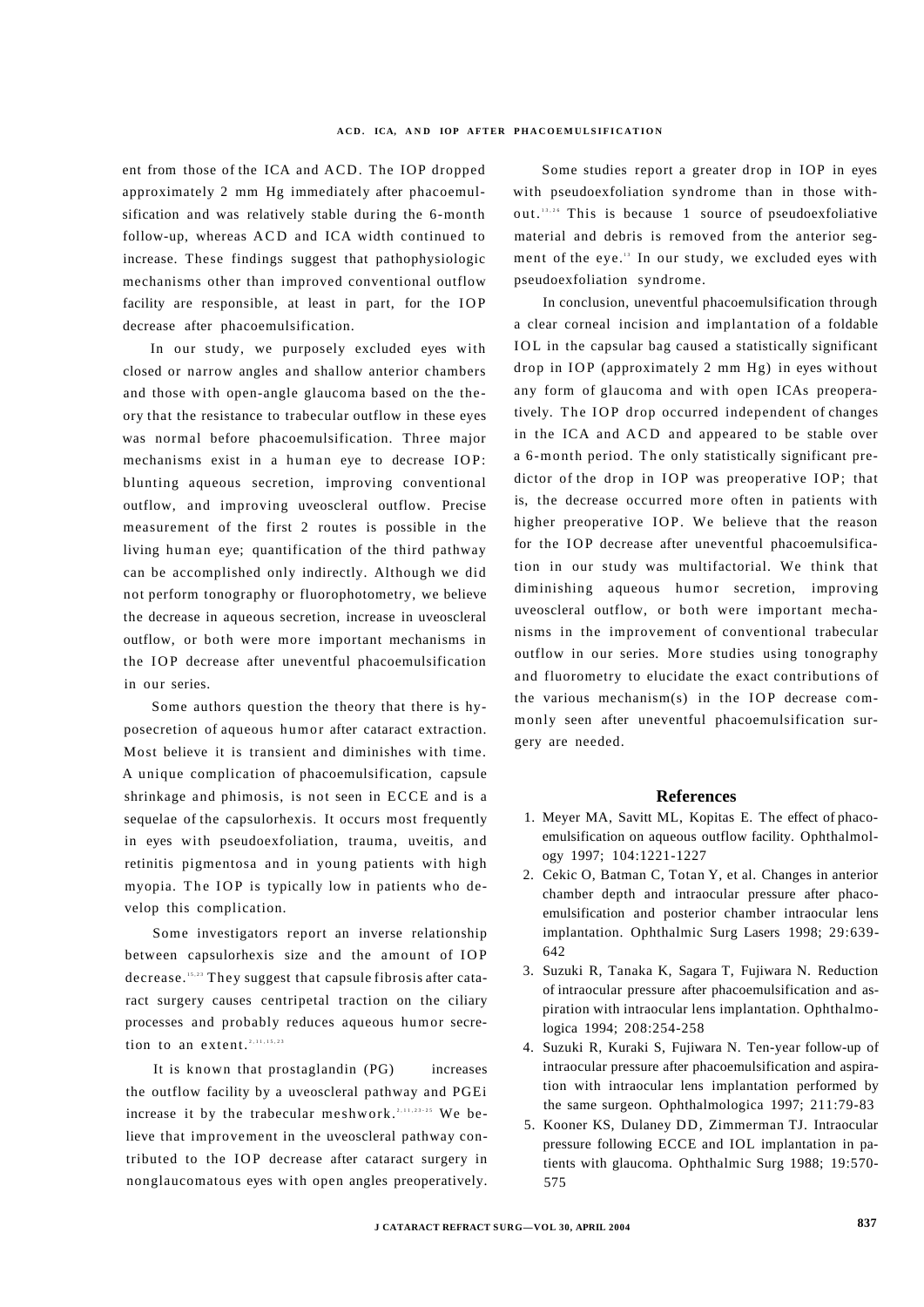ent from those of the ICA and ACD. The IOP dropped approximately 2 mm Hg immediately after phacoemulsification and was relatively stable during the 6-month follow-up, whereas ACD and ICA width continued to increase. These findings suggest that pathophysiologic mechanisms other than improved conventional outflow facility are responsible, at least in part, for the IOP decrease after phacoemulsification.

In our study, we purposely excluded eyes with closed or narrow angles and shallow anterior chambers and those with open-angle glaucoma based on the theory that the resistance to trabecular outflow in these eyes was normal before phacoemulsification. Three major mechanisms exist in a human eye to decrease IOP: blunting aqueous secretion, improving conventional outflow, and improving uveoscleral outflow. Precise measurement of the first 2 routes is possible in the living human eye; quantification of the third pathway can be accomplished only indirectly. Although we did not perform tonography or fluorophotometry, we believe the decrease in aqueous secretion, increase in uveoscleral outflow, or both were more important mechanisms in the IOP decrease after uneventful phacoemulsification in our series.

Some authors question the theory that there is hyposecretion of aqueous humor after cataract extraction. Most believe it is transient and diminishes with time. A unique complication of phacoemulsification, capsule shrinkage and phimosis, is not seen in ECCE and is a sequelae of the capsulorhexis. It occurs most frequently in eyes with pseudoexfoliation, trauma, uveitis, and retinitis pigmentosa and in young patients with high myopia. The IOP is typically low in patients who develop this complication.

Some investigators report an inverse relationship between capsulorhexis size and the amount of IOP decrease.[15,23] They suggest that capsule fibrosis after cataract surgery causes centripetal traction on the ciliary processes and probably reduces aqueous humor secretion to an extent.[2,11,15,23]

It is known that prostaglandin (PG) increases the outflow facility by a uveoscleral pathway and PGEi increase it by the trabecular meshwork.[2,11,23-25] We believe that improvement in the uveoscleral pathway contributed to the IOP decrease after cataract surgery in nonglaucomatous eyes with open angles preoperatively.

Some studies report a greater drop in IOP in eyes with pseudoexfoliation syndrome than in those without.[13,14] This is because 1 source of pseudoexfoliative material and debris is removed from the anterior segment of the eye.[13] In our study, we excluded eyes with pseudoexfoliation syndrome.

In conclusion, uneventful phacoemulsification through a clear corneal incision and implantation of a foldable IOL in the capsular bag caused a statistically significant drop in IOP (approximately 2 mm Hg) in eyes without any form of glaucoma and with open ICAs preoperatively. The IOP drop occurred independent of changes in the ICA and ACD and appeared to be stable over a 6-month period. The only statistically significant predictor of the drop in IOP was preoperative IOP; that is, the decrease occurred more often in patients with higher preoperative IOP. We believe that the reason for the IOP decrease after uneventful phacoemulsification in our study was multifactorial. We think that diminishing aqueous humor secretion, improving uveoscleral outflow, or both were important mechanisms in the improvement of conventional trabecular outflow in our series. More studies using tonography and fluorometry to elucidate the exact contributions of the various mechanism(s) in the IOP decrease commonly seen after uneventful phacoemulsification surgery are needed.

## References

1. Meyer MA, Savitt ML, Kopitas E. The effect of phacoemulsification on aqueous outflow facility. Ophthalmology 1997; 104:1221-1227
2. Cekic O, Batman C, Totan Y, et al. Changes in anterior chamber depth and intraocular pressure after phacoemulsification and posterior chamber intraocular lens implantation. Ophthalmic Surg Lasers 1998; 29:639-642
3. Suzuki R, Tanaka K, Sagara T, Fujiwara N. Reduction of intraocular pressure after phacoemulsification and aspiration with intraocular lens implantation. Ophthalmologica 1994; 208:254-258
4. Suzuki R, Kuraki S, Fujiwara N. Ten-year follow-up of intraocular pressure after phacoemulsification and aspiration with intraocular lens implantation performed by the same surgeon. Ophthalmologica 1997; 211:79-83
5. Kooner KS, Dulaney DD, Zimmerman TJ. Intraocular pressure following ECCE and IOL implantation in patients with glaucoma. Ophthalmic Surg 1988; 19:570-575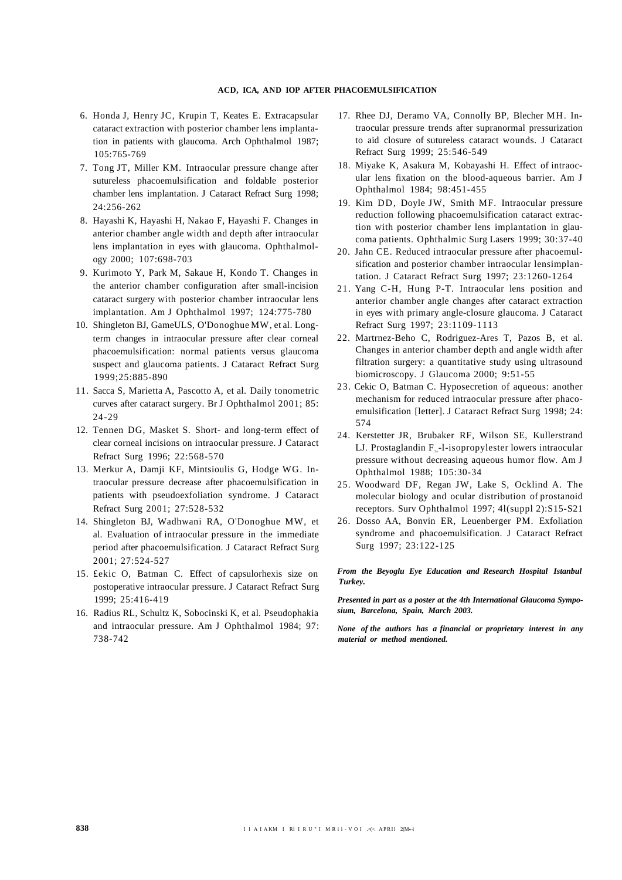6. Honda J, Henry JC, Krupin T, Keates E. Extracapsular cataract extraction with posterior chamber lens implantation in patients with glaucoma. Arch Ophthalmol 1987; 105:765-769
7. Tong JT, Miller KM. Intraocular pressure change after sutureless phacoemulsification and foldable posterior chamber lens implantation. J Cataract Refract Surg 1998; 24:256-262
8. Hayashi K, Hayashi H, Nakao F, Hayashi F. Changes in anterior chamber angle width and depth after intraocular lens implantation in eyes with glaucoma. Ophthalmology 2000; 107:698-703
9. Kurimoto Y, Park M, Sakaue H, Kondo T. Changes in the anterior chamber configuration after small-incision cataract surgery with posterior chamber intraocular lens implantation. Am J Ophthalmol 1997; 124:775-780
10. Shingleton BJ, GameULS, O'Donoghue MW, et al. Long-term changes in intraocular pressure after clear corneal phacoemulsification: normal patients versus glaucoma suspect and glaucoma patients. J Cataract Refract Surg 1999;25:885-890
11. Sacca S, Marietta A, Pascotto A, et al. Daily tonometric curves after cataract surgery. Br J Ophthalmol 2001; 85: 24-29
12. Tennen DG, Masket S. Short- and long-term effect of clear corneal incisions on intraocular pressure. J Cataract Refract Surg 1996; 22:568-570
13. Merkur A, Damji KF, Mintsioulis G, Hodge WG. Intraocular pressure decrease after phacoemulsification in patients with pseudoexfoliation syndrome. J Cataract Refract Surg 2001; 27:528-532
14. Shingleton BJ, Wadhwani RA, O'Donoghue MW, et al. Evaluation of intraocular pressure in the immediate period after phacoemulsification. J Cataract Refract Surg 2001; 27:524-527
15. £ekic O, Batman C. Effect of capsulorhexis size on postoperative intraocular pressure. J Cataract Refract Surg 1999; 25:416-419
16. Radius RL, Schultz K, Sobocinski K, et al. Pseudophakia and intraocular pressure. Am J Ophthalmol 1984; 97: 738-742
17. Rhee DJ, Deramo VA, Connolly BP, Blecher MH. Intraocular pressure trends after supranormal pressurization to aid closure of sutureless cataract wounds. J Cataract Refract Surg 1999; 25:546-549
18. Miyake K, Asakura M, Kobayashi H. Effect of intraocular lens fixation on the blood-aqueous barrier. Am J Ophthalmol 1984; 98:451-455
19. Kim DD, Doyle JW, Smith MF. Intraocular pressure reduction following phacoemulsification cataract extraction with posterior chamber lens implantation in glaucoma patients. Ophthalmic Surg Lasers 1999; 30:37-40
20. Jahn CE. Reduced intraocular pressure after phacoemulsification and posterior chamber intraocular lensimplantation. J Cataract Refract Surg 1997; 23:1260-1264
21. Yang C-H, Hung P-T. Intraocular lens position and anterior chamber angle changes after cataract extraction in eyes with primary angle-closure glaucoma. J Cataract Refract Surg 1997; 23:1109-1113
22. Martrnez-Beho C, Rodriguez-Ares T, Pazos B, et al. Changes in anterior chamber depth and angle width after filtration surgery: a quantitative study using ultrasound biomicroscopy. J Glaucoma 2000; 9:51-55
23. Cekic O, Batman C. Hyposecretion of aqueous: another mechanism for reduced intraocular pressure after phacoemulsification [letter]. J Cataract Refract Surg 1998; 24: 574
24. Kerstetter JR, Brubaker RF, Wilson SE, Kullerstrand LJ. Prostaglandin $F_{2\alpha}$-l-isopropylester lowers intraocular pressure without decreasing aqueous humor flow. Am J Ophthalmol 1988; 105:30-34
25. Woodward DF, Regan JW, Lake S, Ocklind A. The molecular biology and ocular distribution of prostanoid receptors. Surv Ophthalmol 1997; 4l(suppl 2):S15-S21
26. Dosso AA, Bonvin ER, Leuenberger PM. Exfoliation syndrome and phacoemulsification. J Cataract Refract Surg 1997; 23:122-125

*From the Beyoglu Eye Education and Research Hospital Istanbul Turkey.*

*Presented in part as a poster at the 4th International Glaucoma Symposium, Barcelona, Spain, March 2003.*

*None of the authors has a financial or proprietary interest in any material or method mentioned.*